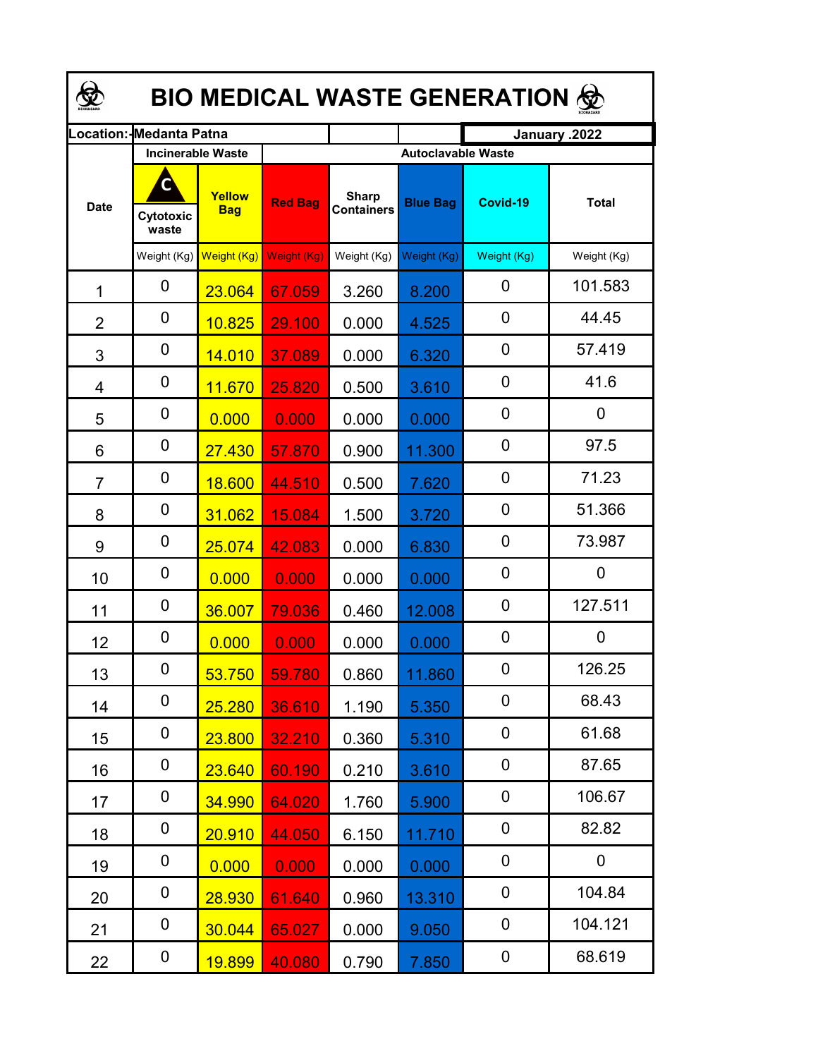# BIO MEDICAL WASTE GENERATION

| Location:- Medanta Patna | | | | | January .2022 | | |
|---|---|---|---|---|---|---|---|
| Date | Incinerable Waste | | Autoclavable Waste | | | | |
| | Cytotoxic waste | Yellow Bag | Red Bag | Sharp Containers | Blue Bag | Covid-19 | Total |
| | Weight (Kg) | Weight (Kg) | Weight (Kg) | Weight (Kg) | Weight (Kg) | Weight (Kg) | Weight (Kg) |
| 1 | 0 | 23.064 | 67.059 | 3.260 | 8.200 | 0 | 101.583 |
| 2 | 0 | 10.825 | 29.100 | 0.000 | 4.525 | 0 | 44.45 |
| 3 | 0 | 14.010 | 37.089 | 0.000 | 6.320 | 0 | 57.419 |
| 4 | 0 | 11.670 | 25.820 | 0.500 | 3.610 | 0 | 41.6 |
| 5 | 0 | 0.000 | 0.000 | 0.000 | 0.000 | 0 | 0 |
| 6 | 0 | 27.430 | 57.870 | 0.900 | 11.300 | 0 | 97.5 |
| 7 | 0 | 18.600 | 44.510 | 0.500 | 7.620 | 0 | 71.23 |
| 8 | 0 | 31.062 | 15.084 | 1.500 | 3.720 | 0 | 51.366 |
| 9 | 0 | 25.074 | 42.083 | 0.000 | 6.830 | 0 | 73.987 |
| 10 | 0 | 0.000 | 0.000 | 0.000 | 0.000 | 0 | 0 |
| 11 | 0 | 36.007 | 79.036 | 0.460 | 12.008 | 0 | 127.511 |
| 12 | 0 | 0.000 | 0.000 | 0.000 | 0.000 | 0 | 0 |
| 13 | 0 | 53.750 | 59.780 | 0.860 | 11.860 | 0 | 126.25 |
| 14 | 0 | 25.280 | 36.610 | 1.190 | 5.350 | 0 | 68.43 |
| 15 | 0 | 23.800 | 32.210 | 0.360 | 5.310 | 0 | 61.68 |
| 16 | 0 | 23.640 | 60.190 | 0.210 | 3.610 | 0 | 87.65 |
| 17 | 0 | 34.990 | 64.020 | 1.760 | 5.900 | 0 | 106.67 |
| 18 | 0 | 20.910 | 44.050 | 6.150 | 11.710 | 0 | 82.82 |
| 19 | 0 | 0.000 | 0.000 | 0.000 | 0.000 | 0 | 0 |
| 20 | 0 | 28.930 | 61.640 | 0.960 | 13.310 | 0 | 104.84 |
| 21 | 0 | 30.044 | 65.027 | 0.000 | 9.050 | 0 | 104.121 |
| 22 | 0 | 19.899 | 40.080 | 0.790 | 7.850 | 0 | 68.619 |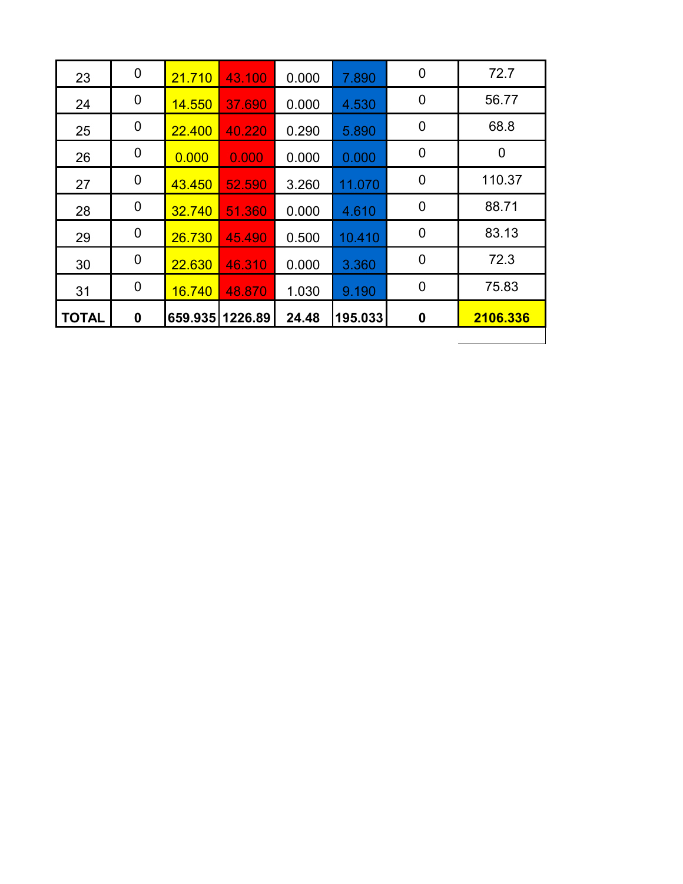| | | | | | | | |
|---|---|---|---|---|---|---|---|
| 23 | 0 | 21.710 | 43.100 | 0.000 | 7.890 | 0 | 72.7 |
| 24 | 0 | 14.550 | 37.690 | 0.000 | 4.530 | 0 | 56.77 |
| 25 | 0 | 22.400 | 40.220 | 0.290 | 5.890 | 0 | 68.8 |
| 26 | 0 | 0.000 | 0.000 | 0.000 | 0.000 | 0 | 0 |
| 27 | 0 | 43.450 | 52.590 | 3.260 | 11.070 | 0 | 110.37 |
| 28 | 0 | 32.740 | 51.360 | 0.000 | 4.610 | 0 | 88.71 |
| 29 | 0 | 26.730 | 45.490 | 0.500 | 10.410 | 0 | 83.13 |
| 30 | 0 | 22.630 | 46.310 | 0.000 | 3.360 | 0 | 72.3 |
| 31 | 0 | 16.740 | 48.870 | 1.030 | 9.190 | 0 | 75.83 |
| **TOTAL** | **0** | **659.935** | **1226.89** | **24.48** | **195.033** | **0** | **2106.336** |